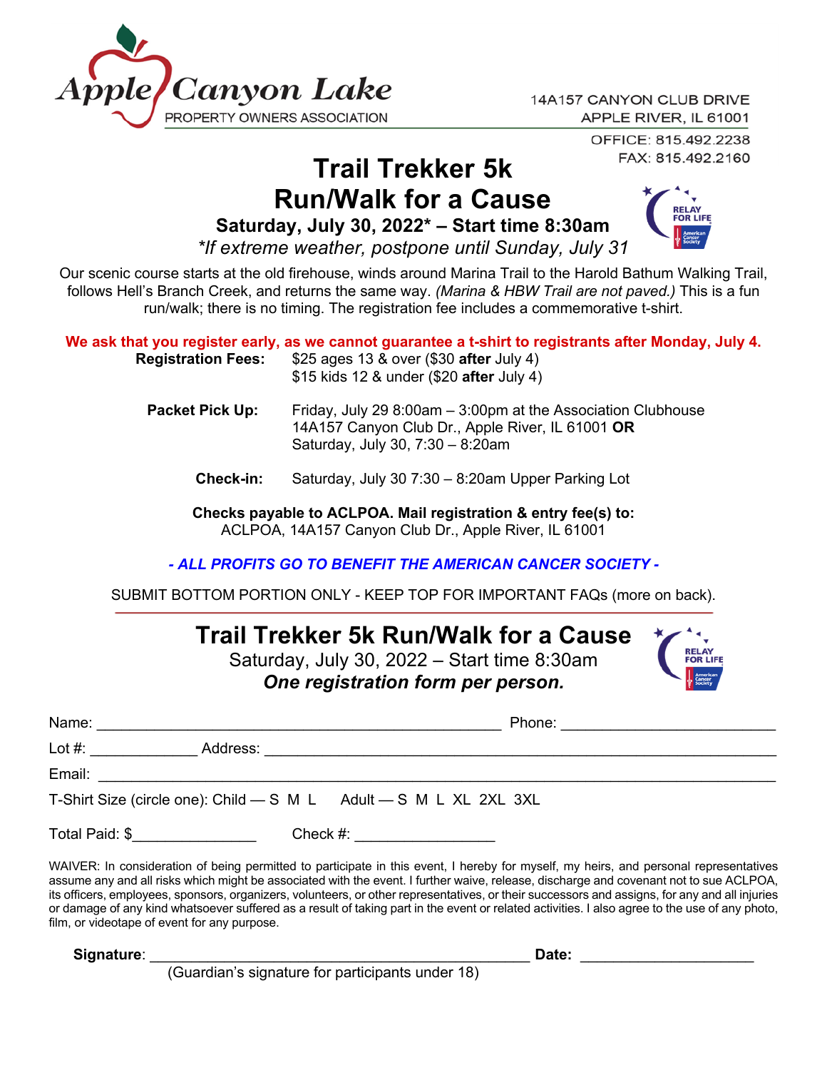Apple Canyon Lake
PROPERTY OWNERS ASSOCIATION

14A157 CANYON CLUB DRIVE
APPLE RIVER, IL 61001
OFFICE: 815.492.2238
FAX: 815.492.2160

# Trail Trekker 5k Run/Walk for a Cause

**Saturday, July 30, 2022* – Start time 8:30am**

*\*If extreme weather, postpone until Sunday, July 31*

Our scenic course starts at the old firehouse, winds around Marina Trail to the Harold Bathum Walking Trail, follows Hell's Branch Creek, and returns the same way. *(Marina & HBW Trail are not paved.)* This is a fun run/walk; there is no timing. The registration fee includes a commemorative t-shirt.

**We ask that you register early, as we cannot guarantee a t-shirt to registrants after Monday, July 4.**

**Registration Fees:** $25 ages 13 & over ($30 **after** July 4)
$15 kids 12 & under ($20 **after** July 4)

**Packet Pick Up:** Friday, July 29 8:00am – 3:00pm at the Association Clubhouse
14A157 Canyon Club Dr., Apple River, IL 61001 **OR**
Saturday, July 30, 7:30 – 8:20am

**Check-in:** Saturday, July 30 7:30 – 8:20am Upper Parking Lot

**Checks payable to ACLPOA. Mail registration & entry fee(s) to:**
ACLPOA, 14A157 Canyon Club Dr., Apple River, IL 61001

***- ALL PROFITS GO TO BENEFIT THE AMERICAN CANCER SOCIETY -***

SUBMIT BOTTOM PORTION ONLY - KEEP TOP FOR IMPORTANT FAQs (more on back).

---

## Trail Trekker 5k Run/Walk for a Cause

Saturday, July 30, 2022 – Start time 8:30am

***One registration form per person.***

Name: ____________________________________________ Phone: ______________________

Lot #: ____________ Address: ______________________________________________________

Email: ____________________________________________________________________________

T-Shirt Size (circle one): Child — S M L Adult — S M L XL 2XL 3XL

Total Paid: $______________ Check #: ________________

WAIVER: In consideration of being permitted to participate in this event, I hereby for myself, my heirs, and personal representatives assume any and all risks which might be associated with the event. I further waive, release, discharge and covenant not to sue ACLPOA, its officers, employees, sponsors, organizers, volunteers, or other representatives, or their successors and assigns, for any and all injuries or damage of any kind whatsoever suffered as a result of taking part in the event or related activities. I also agree to the use of any photo, film, or videotape of event for any purpose.

**Signature**: ____________________________________________ **Date:** ____________________
(Guardian's signature for participants under 18)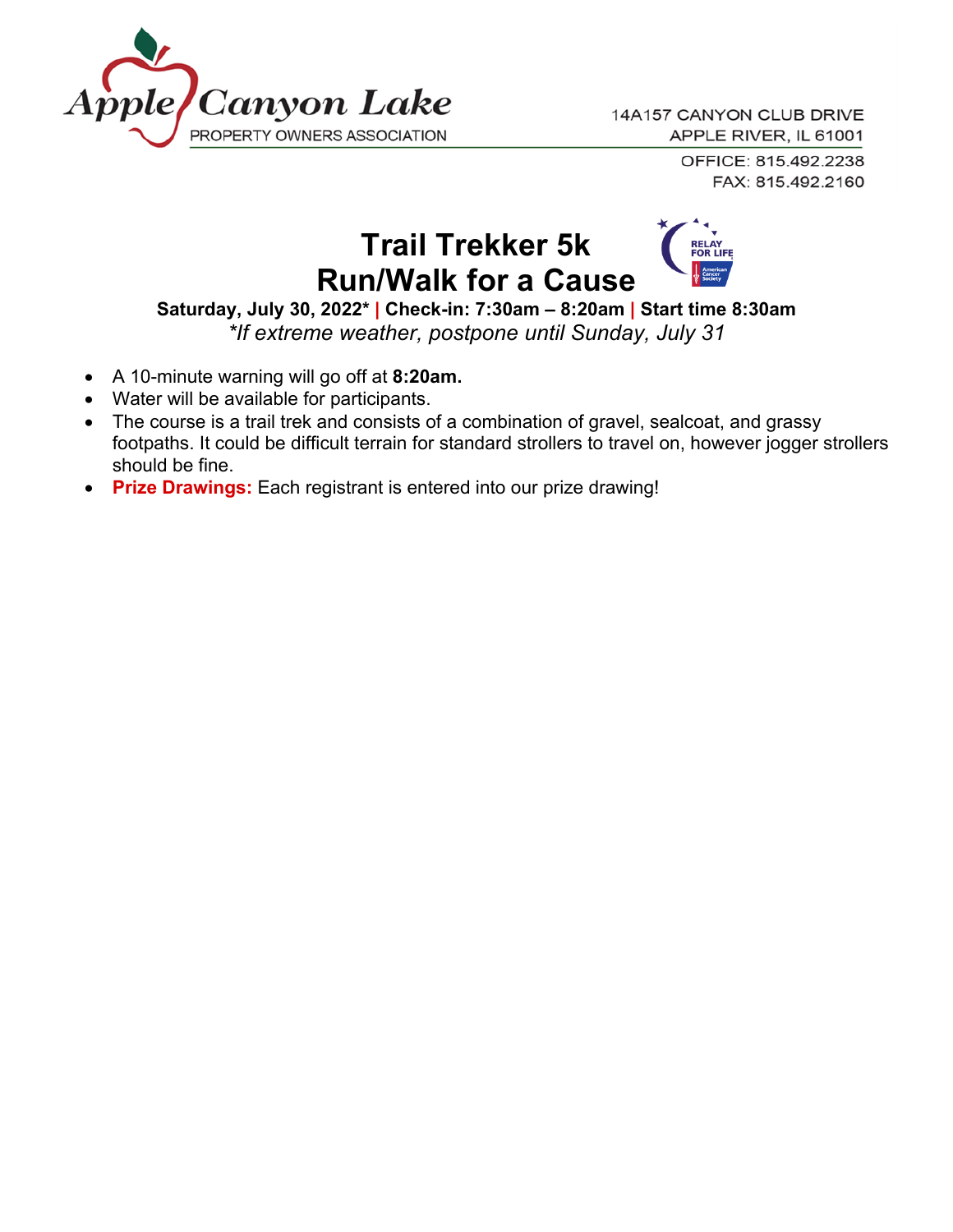Apple Canyon Lake
PROPERTY OWNERS ASSOCIATION

14A157 CANYON CLUB DRIVE
APPLE RIVER, IL 61001
OFFICE: 815.492.2238
FAX: 815.492.2160

# Trail Trekker 5k Run/Walk for a Cause

**Saturday, July 30, 2022\* | Check-in: 7:30am – 8:20am | Start time 8:30am**

*\*If extreme weather, postpone until Sunday, July 31*

- A 10-minute warning will go off at **8:20am.**
- Water will be available for participants.
- The course is a trail trek and consists of a combination of gravel, sealcoat, and grassy footpaths. It could be difficult terrain for standard strollers to travel on, however jogger strollers should be fine.
- **Prize Drawings:** Each registrant is entered into our prize drawing!